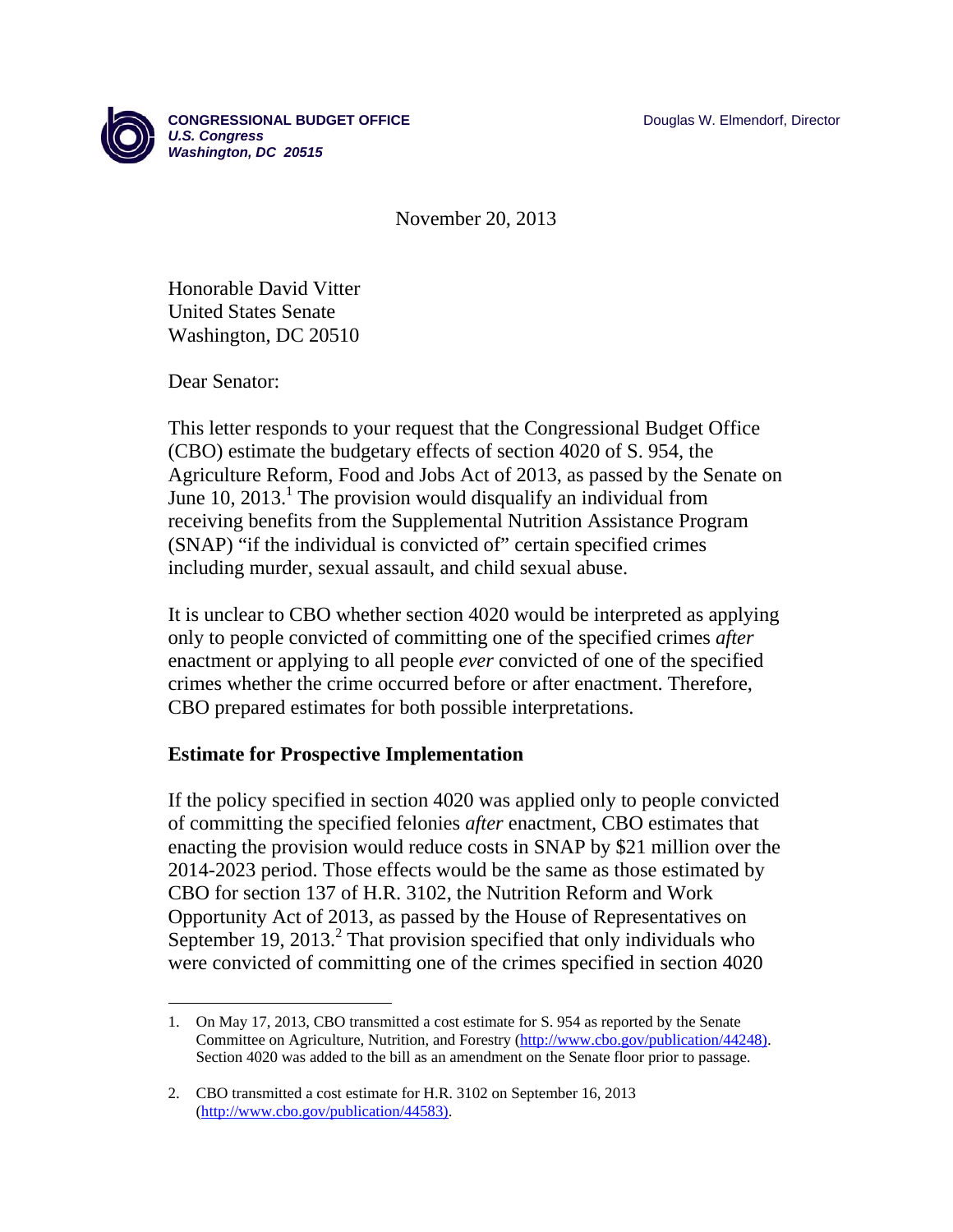**CONGRESSIONAL BUDGET OFFICE**
***U.S. Congress***
***Washington, DC 20515***

Douglas W. Elmendorf, Director

November 20, 2013

Honorable David Vitter
United States Senate
Washington, DC 20510

Dear Senator:

This letter responds to your request that the Congressional Budget Office (CBO) estimate the budgetary effects of section 4020 of S. 954, the Agriculture Reform, Food and Jobs Act of 2013, as passed by the Senate on June 10, 2013.[1] The provision would disqualify an individual from receiving benefits from the Supplemental Nutrition Assistance Program (SNAP) "if the individual is convicted of" certain specified crimes including murder, sexual assault, and child sexual abuse.

It is unclear to CBO whether section 4020 would be interpreted as applying only to people convicted of committing one of the specified crimes *after* enactment or applying to all people *ever* convicted of one of the specified crimes whether the crime occurred before or after enactment. Therefore, CBO prepared estimates for both possible interpretations.

## Estimate for Prospective Implementation

If the policy specified in section 4020 was applied only to people convicted of committing the specified felonies *after* enactment, CBO estimates that enacting the provision would reduce costs in SNAP by $21 million over the 2014-2023 period. Those effects would be the same as those estimated by CBO for section 137 of H.R. 3102, the Nutrition Reform and Work Opportunity Act of 2013, as passed by the House of Representatives on September 19, 2013.[2] That provision specified that only individuals who were convicted of committing one of the crimes specified in section 4020

---

1. On May 17, 2013, CBO transmitted a cost estimate for S. 954 as reported by the Senate Committee on Agriculture, Nutrition, and Forestry (http://www.cbo.gov/publication/44248). Section 4020 was added to the bill as an amendment on the Senate floor prior to passage.

2. CBO transmitted a cost estimate for H.R. 3102 on September 16, 2013 (http://www.cbo.gov/publication/44583).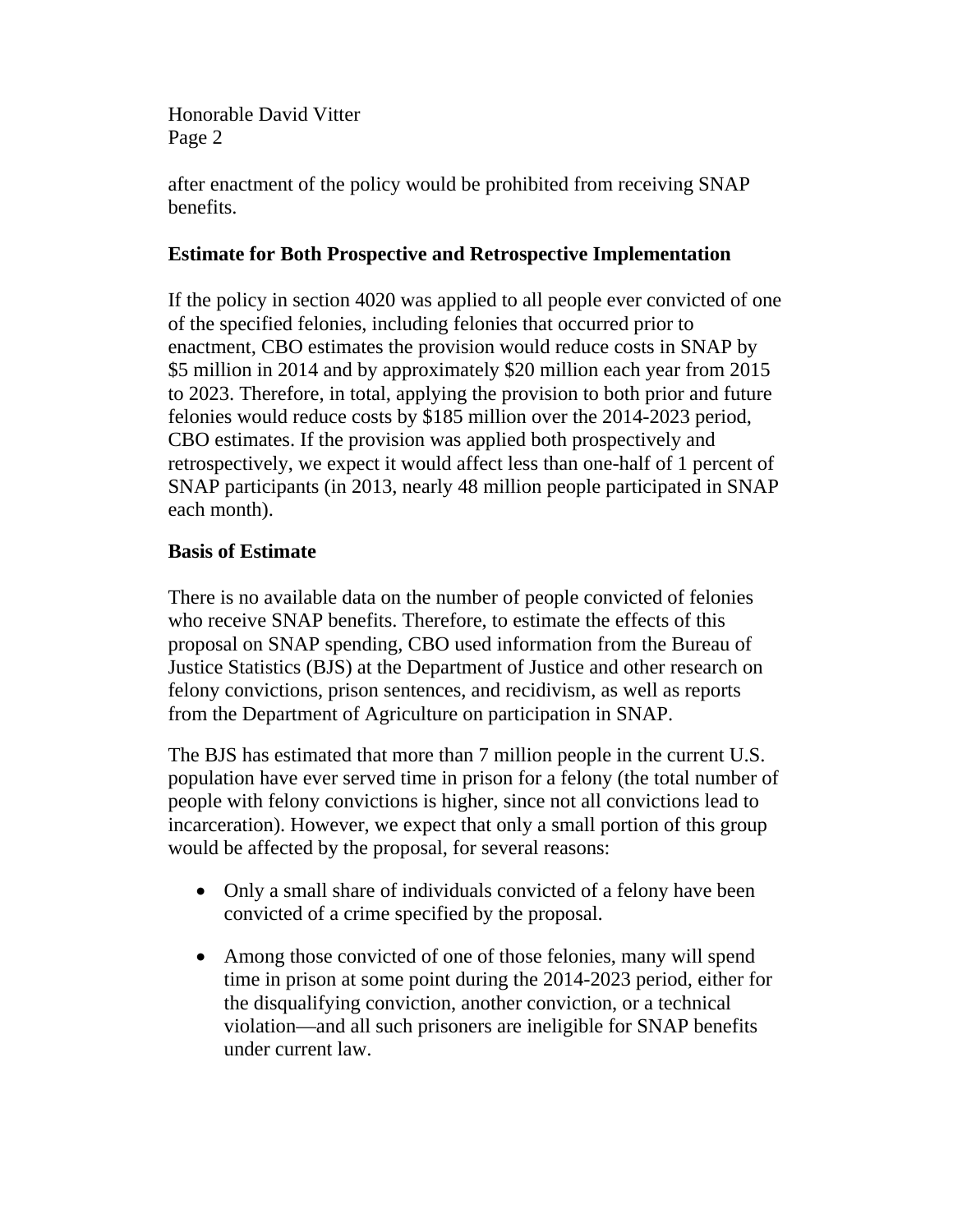after enactment of the policy would be prohibited from receiving SNAP benefits.

**Estimate for Both Prospective and Retrospective Implementation**

If the policy in section 4020 was applied to all people ever convicted of one of the specified felonies, including felonies that occurred prior to enactment, CBO estimates the provision would reduce costs in SNAP by $5 million in 2014 and by approximately $20 million each year from 2015 to 2023. Therefore, in total, applying the provision to both prior and future felonies would reduce costs by $185 million over the 2014-2023 period, CBO estimates. If the provision was applied both prospectively and retrospectively, we expect it would affect less than one-half of 1 percent of SNAP participants (in 2013, nearly 48 million people participated in SNAP each month).

**Basis of Estimate**

There is no available data on the number of people convicted of felonies who receive SNAP benefits. Therefore, to estimate the effects of this proposal on SNAP spending, CBO used information from the Bureau of Justice Statistics (BJS) at the Department of Justice and other research on felony convictions, prison sentences, and recidivism, as well as reports from the Department of Agriculture on participation in SNAP.

The BJS has estimated that more than 7 million people in the current U.S. population have ever served time in prison for a felony (the total number of people with felony convictions is higher, since not all convictions lead to incarceration). However, we expect that only a small portion of this group would be affected by the proposal, for several reasons:

- Only a small share of individuals convicted of a felony have been convicted of a crime specified by the proposal.
- Among those convicted of one of those felonies, many will spend time in prison at some point during the 2014-2023 period, either for the disqualifying conviction, another conviction, or a technical violation—and all such prisoners are ineligible for SNAP benefits under current law.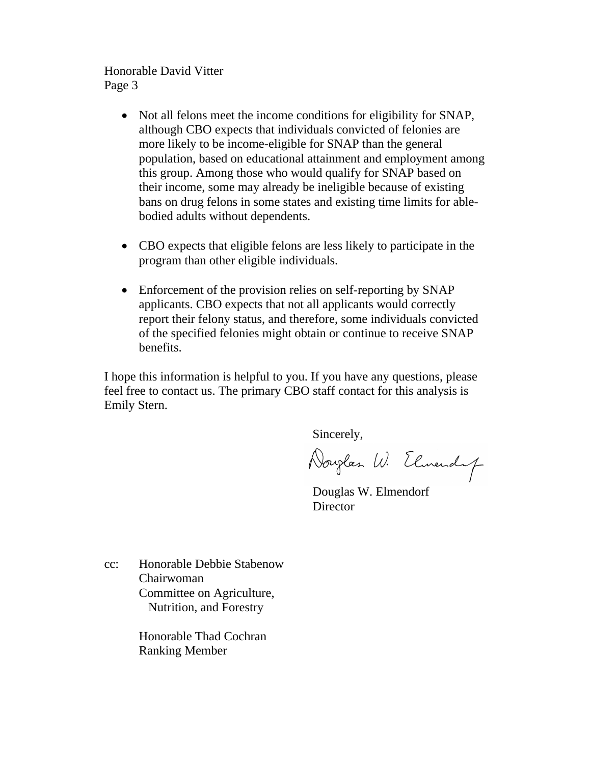- Not all felons meet the income conditions for eligibility for SNAP, although CBO expects that individuals convicted of felonies are more likely to be income-eligible for SNAP than the general population, based on educational attainment and employment among this group. Among those who would qualify for SNAP based on their income, some may already be ineligible because of existing bans on drug felons in some states and existing time limits for able-bodied adults without dependents.

- CBO expects that eligible felons are less likely to participate in the program than other eligible individuals.

- Enforcement of the provision relies on self-reporting by SNAP applicants. CBO expects that not all applicants would correctly report their felony status, and therefore, some individuals convicted of the specified felonies might obtain or continue to receive SNAP benefits.

I hope this information is helpful to you. If you have any questions, please feel free to contact us. The primary CBO staff contact for this analysis is Emily Stern.

Sincerely,

Douglas W. Elmendorf

Douglas W. Elmendorf
Director

cc: Honorable Debbie Stabenow
Chairwoman
Committee on Agriculture,
Nutrition, and Forestry

Honorable Thad Cochran
Ranking Member